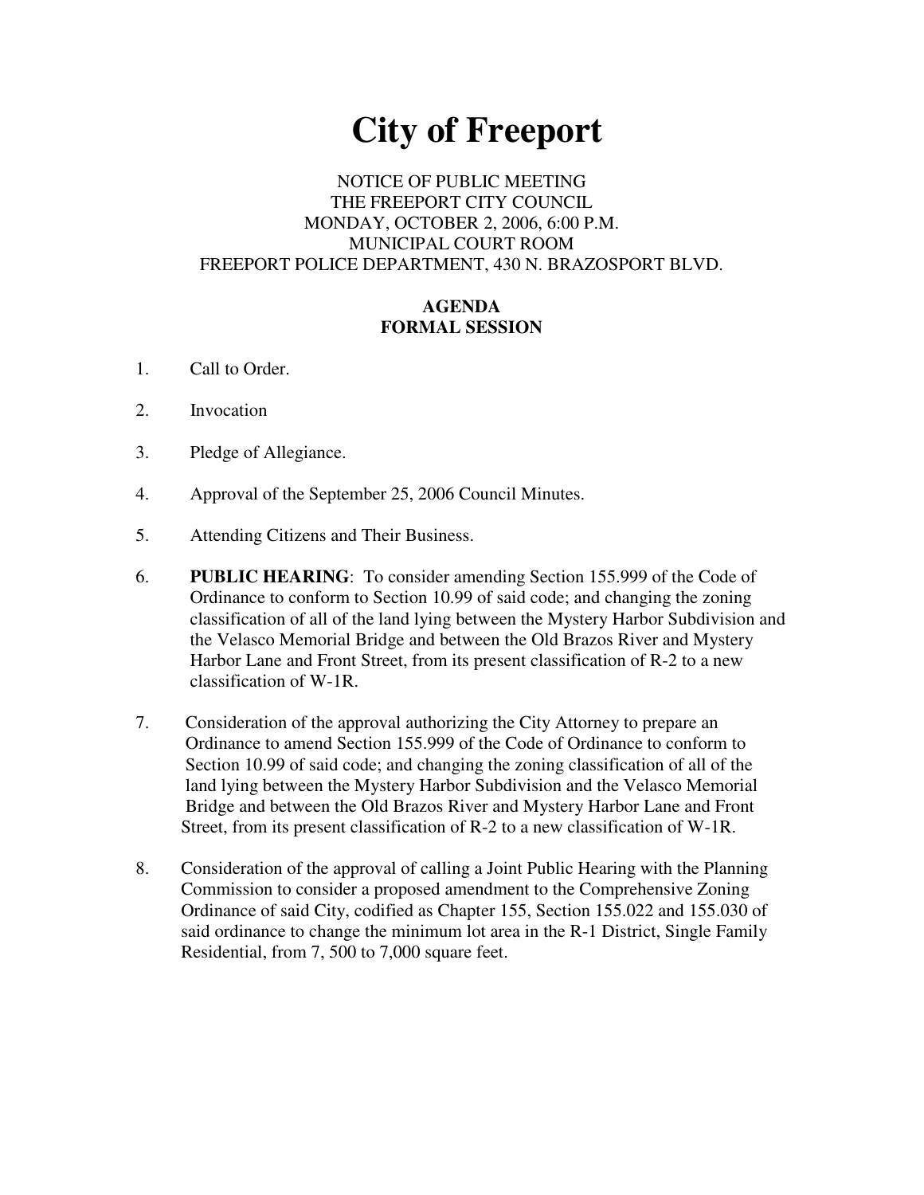# City of Freeport

NOTICE OF PUBLIC MEETING
THE FREEPORT CITY COUNCIL
MONDAY, OCTOBER 2, 2006, 6:00 P.M.
MUNICIPAL COURT ROOM
FREEPORT POLICE DEPARTMENT, 430 N. BRAZOSPORT BLVD.

## AGENDA
## FORMAL SESSION

1. Call to Order.

2. Invocation

3. Pledge of Allegiance.

4. Approval of the September 25, 2006 Council Minutes.

5. Attending Citizens and Their Business.

6. **PUBLIC HEARING**: To consider amending Section 155.999 of the Code of Ordinance to conform to Section 10.99 of said code; and changing the zoning classification of all of the land lying between the Mystery Harbor Subdivision and the Velasco Memorial Bridge and between the Old Brazos River and Mystery Harbor Lane and Front Street, from its present classification of R-2 to a new classification of W-1R.

7. Consideration of the approval authorizing the City Attorney to prepare an Ordinance to amend Section 155.999 of the Code of Ordinance to conform to Section 10.99 of said code; and changing the zoning classification of all of the land lying between the Mystery Harbor Subdivision and the Velasco Memorial Bridge and between the Old Brazos River and Mystery Harbor Lane and Front Street, from its present classification of R-2 to a new classification of W-1R.

8. Consideration of the approval of calling a Joint Public Hearing with the Planning Commission to consider a proposed amendment to the Comprehensive Zoning Ordinance of said City, codified as Chapter 155, Section 155.022 and 155.030 of said ordinance to change the minimum lot area in the R-1 District, Single Family Residential, from 7, 500 to 7,000 square feet.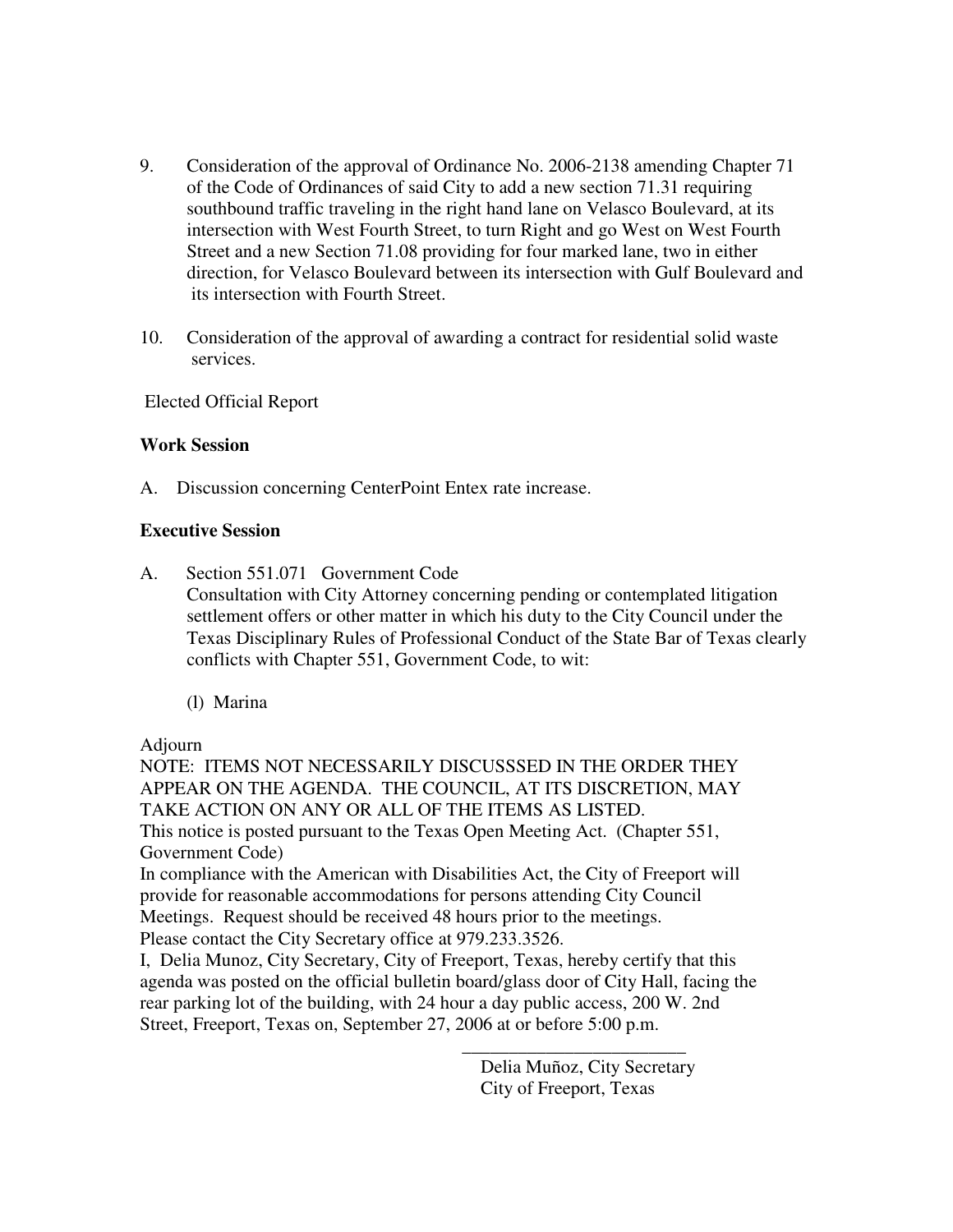9. Consideration of the approval of Ordinance No. 2006-2138 amending Chapter 71 of the Code of Ordinances of said City to add a new section 71.31 requiring southbound traffic traveling in the right hand lane on Velasco Boulevard, at its intersection with West Fourth Street, to turn Right and go West on West Fourth Street and a new Section 71.08 providing for four marked lane, two in either direction, for Velasco Boulevard between its intersection with Gulf Boulevard and its intersection with Fourth Street.

10. Consideration of the approval of awarding a contract for residential solid waste services.

Elected Official Report

**Work Session**

A. Discussion concerning CenterPoint Entex rate increase.

**Executive Session**

A. Section 551.071 Government Code
Consultation with City Attorney concerning pending or contemplated litigation settlement offers or other matter in which his duty to the City Council under the Texas Disciplinary Rules of Professional Conduct of the State Bar of Texas clearly conflicts with Chapter 551, Government Code, to wit:

(l) Marina

Adjourn

NOTE: ITEMS NOT NECESSARILY DISCUSSSED IN THE ORDER THEY APPEAR ON THE AGENDA. THE COUNCIL, AT ITS DISCRETION, MAY TAKE ACTION ON ANY OR ALL OF THE ITEMS AS LISTED.

This notice is posted pursuant to the Texas Open Meeting Act. (Chapter 551, Government Code)

In compliance with the American with Disabilities Act, the City of Freeport will provide for reasonable accommodations for persons attending City Council Meetings. Request should be received 48 hours prior to the meetings. Please contact the City Secretary office at 979.233.3526.

I, Delia Munoz, City Secretary, City of Freeport, Texas, hereby certify that this agenda was posted on the official bulletin board/glass door of City Hall, facing the rear parking lot of the building, with 24 hour a day public access, 200 W. 2nd Street, Freeport, Texas on, September 27, 2006 at or before 5:00 p.m.

\_\_\_\_\_\_\_\_\_\_\_\_\_\_\_\_\_\_\_\_\_\_\_\_\_

Delia Muñoz, City Secretary
City of Freeport, Texas